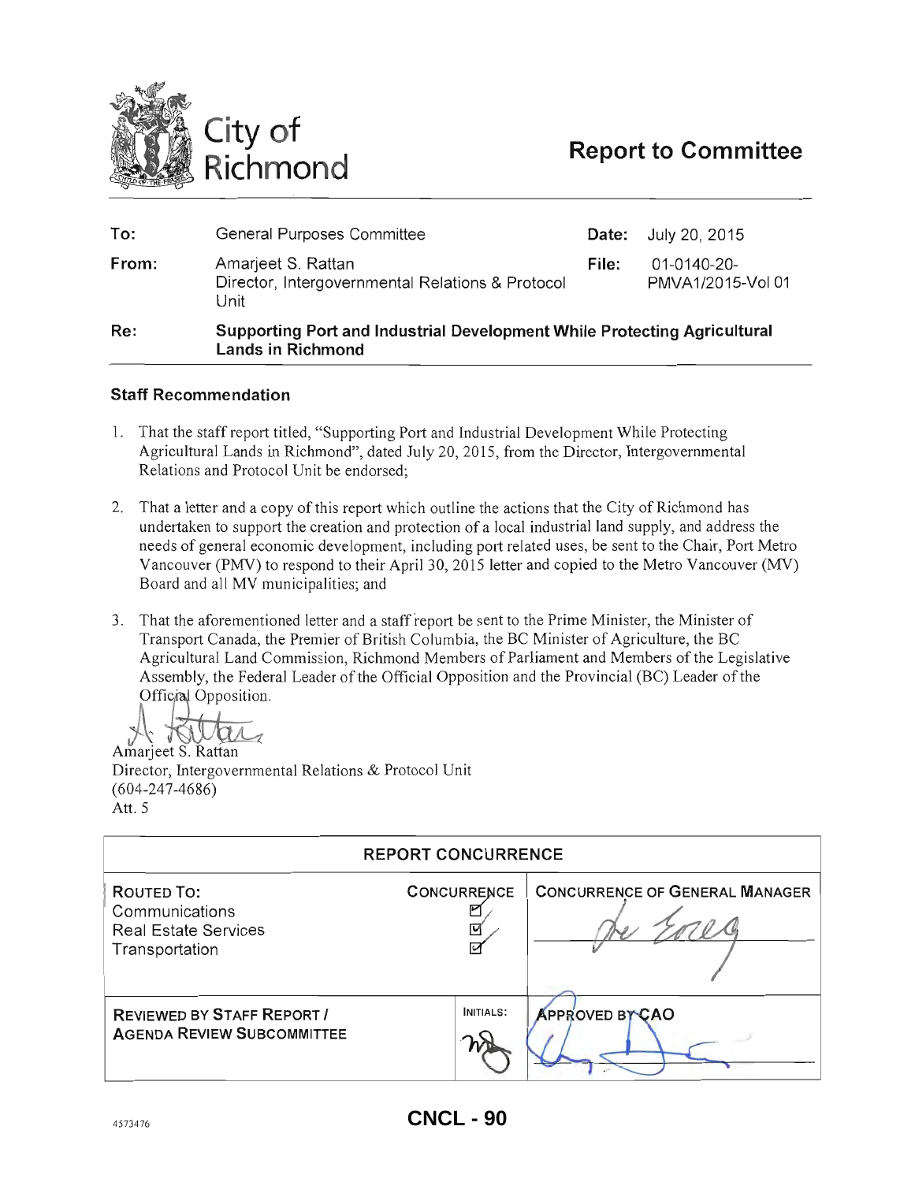# City of Richmond

## Report to Committee

| | | | |
|---|---|---|---|
| **To:** | General Purposes Committee | **Date:** | July 20, 2015 |
| **From:** | Amarjeet S. Rattan<br>Director, Intergovernmental Relations & Protocol Unit | **File:** | 01-0140-20-PMVA1/2015-Vol 01 |
| **Re:** | **Supporting Port and Industrial Development While Protecting Agricultural Lands in Richmond** | | |

### Staff Recommendation

1. That the staff report titled, "Supporting Port and Industrial Development While Protecting Agricultural Lands in Richmond", dated July 20, 2015, from the Director, Intergovernmental Relations and Protocol Unit be endorsed;

2. That a letter and a copy of this report which outline the actions that the City of Richmond has undertaken to support the creation and protection of a local industrial land supply, and address the needs of general economic development, including port related uses, be sent to the Chair, Port Metro Vancouver (PMV) to respond to their April 30, 2015 letter and copied to the Metro Vancouver (MV) Board and all MV municipalities; and

3. That the aforementioned letter and a staff report be sent to the Prime Minister, the Minister of Transport Canada, the Premier of British Columbia, the BC Minister of Agriculture, the BC Agricultural Land Commission, Richmond Members of Parliament and Members of the Legislative Assembly, the Federal Leader of the Official Opposition and the Provincial (BC) Leader of the Official Opposition.

Amarjeet S. Rattan
Director, Intergovernmental Relations & Protocol Unit
(604-247-4686)
Att. 5

| REPORT CONCURRENCE | | |
|---|---|---|
| **ROUTED TO:** | **CONCURRENCE** | **CONCURRENCE OF GENERAL MANAGER** |
| Communications | ☑ | |
| Real Estate Services | ☑ | |
| Transportation | ☑ | |
| **REVIEWED BY STAFF REPORT / AGENDA REVIEW SUBCOMMITTEE** | **INITIALS:** | **APPROVED BY CAO** |

4573476

CNCL - 90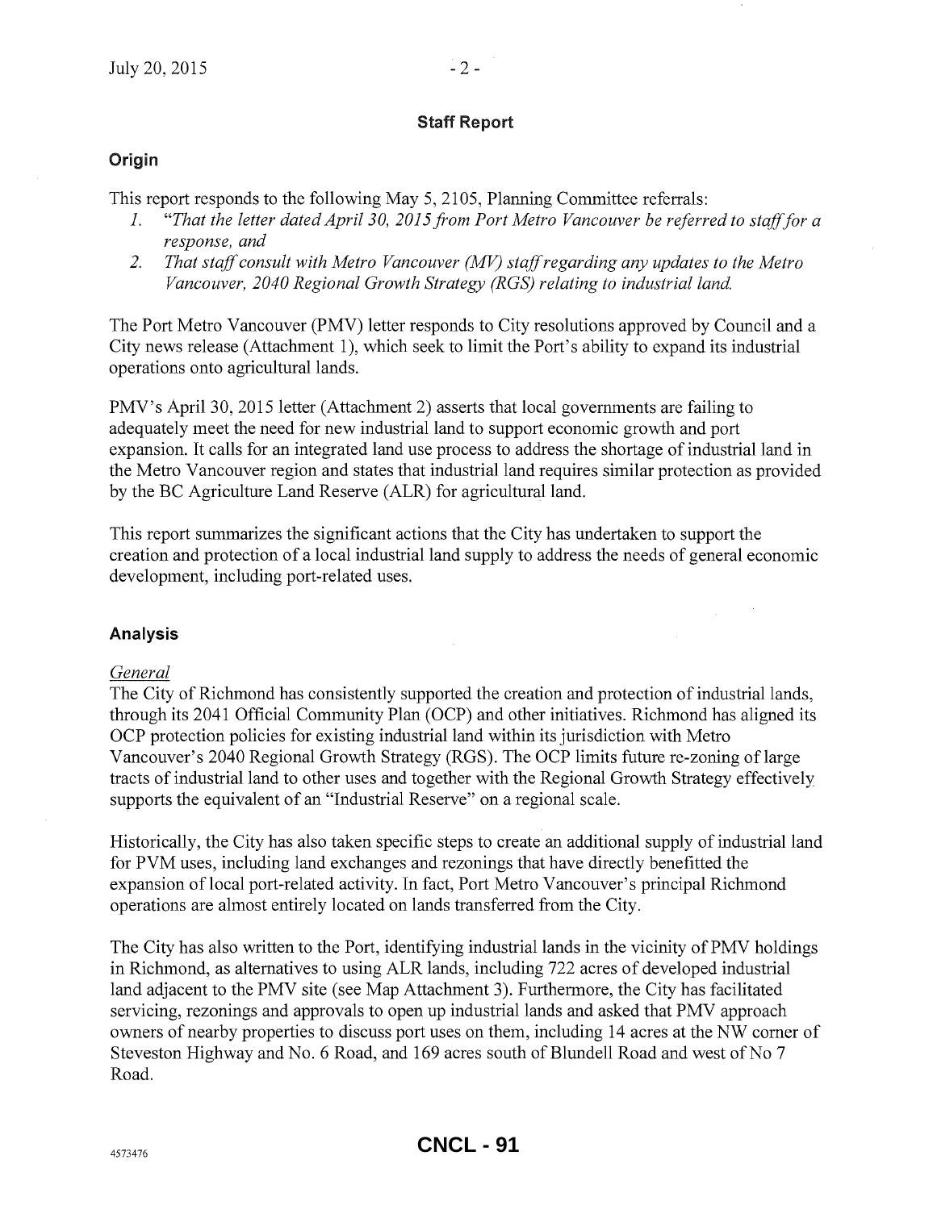## Staff Report

### Origin

This report responds to the following May 5, 2105, Planning Committee referrals:

1. *"That the letter dated April 30, 2015 from Port Metro Vancouver be referred to staff for a response, and*
2. *That staff consult with Metro Vancouver (MV) staff regarding any updates to the Metro Vancouver, 2040 Regional Growth Strategy (RGS) relating to industrial land.*

The Port Metro Vancouver (PMV) letter responds to City resolutions approved by Council and a City news release (Attachment 1), which seek to limit the Port's ability to expand its industrial operations onto agricultural lands.

PMV's April 30, 2015 letter (Attachment 2) asserts that local governments are failing to adequately meet the need for new industrial land to support economic growth and port expansion. It calls for an integrated land use process to address the shortage of industrial land in the Metro Vancouver region and states that industrial land requires similar protection as provided by the BC Agriculture Land Reserve (ALR) for agricultural land.

This report summarizes the significant actions that the City has undertaken to support the creation and protection of a local industrial land supply to address the needs of general economic development, including port-related uses.

### Analysis

*General*

The City of Richmond has consistently supported the creation and protection of industrial lands, through its 2041 Official Community Plan (OCP) and other initiatives. Richmond has aligned its OCP protection policies for existing industrial land within its jurisdiction with Metro Vancouver's 2040 Regional Growth Strategy (RGS). The OCP limits future re-zoning of large tracts of industrial land to other uses and together with the Regional Growth Strategy effectively supports the equivalent of an "Industrial Reserve" on a regional scale.

Historically, the City has also taken specific steps to create an additional supply of industrial land for PVM uses, including land exchanges and rezonings that have directly benefitted the expansion of local port-related activity. In fact, Port Metro Vancouver's principal Richmond operations are almost entirely located on lands transferred from the City.

The City has also written to the Port, identifying industrial lands in the vicinity of PMV holdings in Richmond, as alternatives to using ALR lands, including 722 acres of developed industrial land adjacent to the PMV site (see Map Attachment 3). Furthermore, the City has facilitated servicing, rezonings and approvals to open up industrial lands and asked that PMV approach owners of nearby properties to discuss port uses on them, including 14 acres at the NW corner of Steveston Highway and No. 6 Road, and 169 acres south of Blundell Road and west of No 7 Road.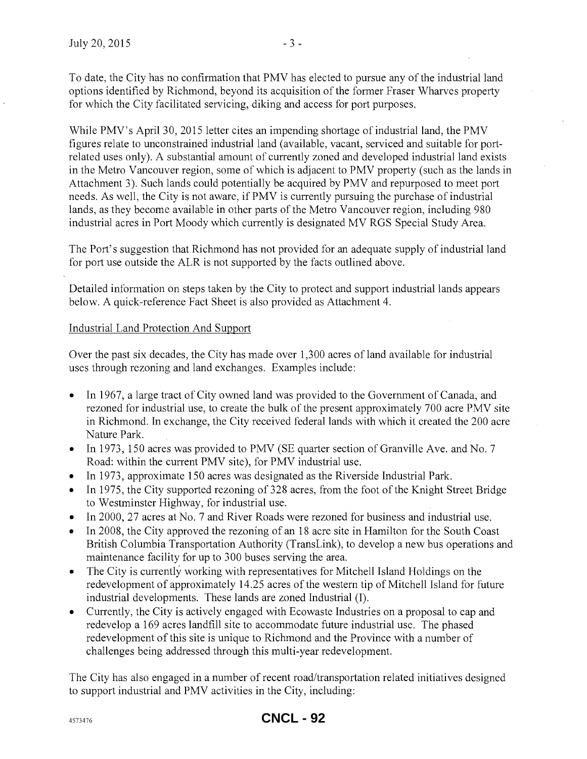To date, the City has no confirmation that PMV has elected to pursue any of the industrial land options identified by Richmond, beyond its acquisition of the former Fraser Wharves property for which the City facilitated servicing, diking and access for port purposes.

While PMV's April 30, 2015 letter cites an impending shortage of industrial land, the PMV figures relate to unconstrained industrial land (available, vacant, serviced and suitable for port-related uses only). A substantial amount of currently zoned and developed industrial land exists in the Metro Vancouver region, some of which is adjacent to PMV property (such as the lands in Attachment 3). Such lands could potentially be acquired by PMV and repurposed to meet port needs. As well, the City is not aware, if PMV is currently pursuing the purchase of industrial lands, as they become available in other parts of the Metro Vancouver region, including 980 industrial acres in Port Moody which currently is designated MV RGS Special Study Area.

The Port's suggestion that Richmond has not provided for an adequate supply of industrial land for port use outside the ALR is not supported by the facts outlined above.

Detailed information on steps taken by the City to protect and support industrial lands appears below. A quick-reference Fact Sheet is also provided as Attachment 4.

Industrial Land Protection And Support

Over the past six decades, the City has made over 1,300 acres of land available for industrial uses through rezoning and land exchanges. Examples include:

- In 1967, a large tract of City owned land was provided to the Government of Canada, and rezoned for industrial use, to create the bulk of the present approximately 700 acre PMV site in Richmond. In exchange, the City received federal lands with which it created the 200 acre Nature Park.
- In 1973, 150 acres was provided to PMV (SE quarter section of Granville Ave. and No. 7 Road: within the current PMV site), for PMV industrial use.
- In 1973, approximate 150 acres was designated as the Riverside Industrial Park.
- In 1975, the City supported rezoning of 328 acres, from the foot of the Knight Street Bridge to Westminster Highway, for industrial use.
- In 2000, 27 acres at No. 7 and River Roads were rezoned for business and industrial use.
- In 2008, the City approved the rezoning of an 18 acre site in Hamilton for the South Coast British Columbia Transportation Authority (TransLink), to develop a new bus operations and maintenance facility for up to 300 buses serving the area.
- The City is currently working with representatives for Mitchell Island Holdings on the redevelopment of approximately 14.25 acres of the western tip of Mitchell Island for future industrial developments. These lands are zoned Industrial (I).
- Currently, the City is actively engaged with Ecowaste Industries on a proposal to cap and redevelop a 169 acres landfill site to accommodate future industrial use. The phased redevelopment of this site is unique to Richmond and the Province with a number of challenges being addressed through this multi-year redevelopment.

The City has also engaged in a number of recent road/transportation related initiatives designed to support industrial and PMV activities in the City, including: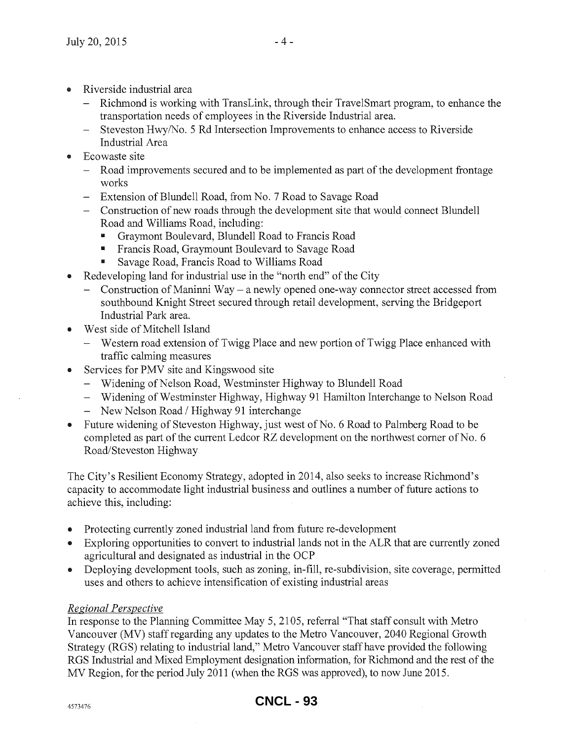- Riverside industrial area
  - Richmond is working with TransLink, through their TravelSmart program, to enhance the transportation needs of employees in the Riverside Industrial area.
  - Steveston Hwy/No. 5 Rd Intersection Improvements to enhance access to Riverside Industrial Area
- Ecowaste site
  - Road improvements secured and to be implemented as part of the development frontage works
  - Extension of Blundell Road, from No. 7 Road to Savage Road
  - Construction of new roads through the development site that would connect Blundell Road and Williams Road, including:
    - Graymont Boulevard, Blundell Road to Francis Road
    - Francis Road, Graymount Boulevard to Savage Road
    - Savage Road, Francis Road to Williams Road
- Redeveloping land for industrial use in the "north end" of the City
  - Construction of Maninni Way – a newly opened one-way connector street accessed from southbound Knight Street secured through retail development, serving the Bridgeport Industrial Park area.
- West side of Mitchell Island
  - Western road extension of Twigg Place and new portion of Twigg Place enhanced with traffic calming measures
- Services for PMV site and Kingswood site
  - Widening of Nelson Road, Westminster Highway to Blundell Road
  - Widening of Westminster Highway, Highway 91 Hamilton Interchange to Nelson Road
  - New Nelson Road / Highway 91 interchange
- Future widening of Steveston Highway, just west of No. 6 Road to Palmberg Road to be completed as part of the current Ledcor RZ development on the northwest corner of No. 6 Road/Steveston Highway

The City's Resilient Economy Strategy, adopted in 2014, also seeks to increase Richmond's capacity to accommodate light industrial business and outlines a number of future actions to achieve this, including:

- Protecting currently zoned industrial land from future re-development
- Exploring opportunities to convert to industrial lands not in the ALR that are currently zoned agricultural and designated as industrial in the OCP
- Deploying development tools, such as zoning, in-fill, re-subdivision, site coverage, permitted uses and others to achieve intensification of existing industrial areas

*Regional Perspective*

In response to the Planning Committee May 5, 2105, referral "That staff consult with Metro Vancouver (MV) staff regarding any updates to the Metro Vancouver, 2040 Regional Growth Strategy (RGS) relating to industrial land," Metro Vancouver staff have provided the following RGS Industrial and Mixed Employment designation information, for Richmond and the rest of the MV Region, for the period July 2011 (when the RGS was approved), to now June 2015.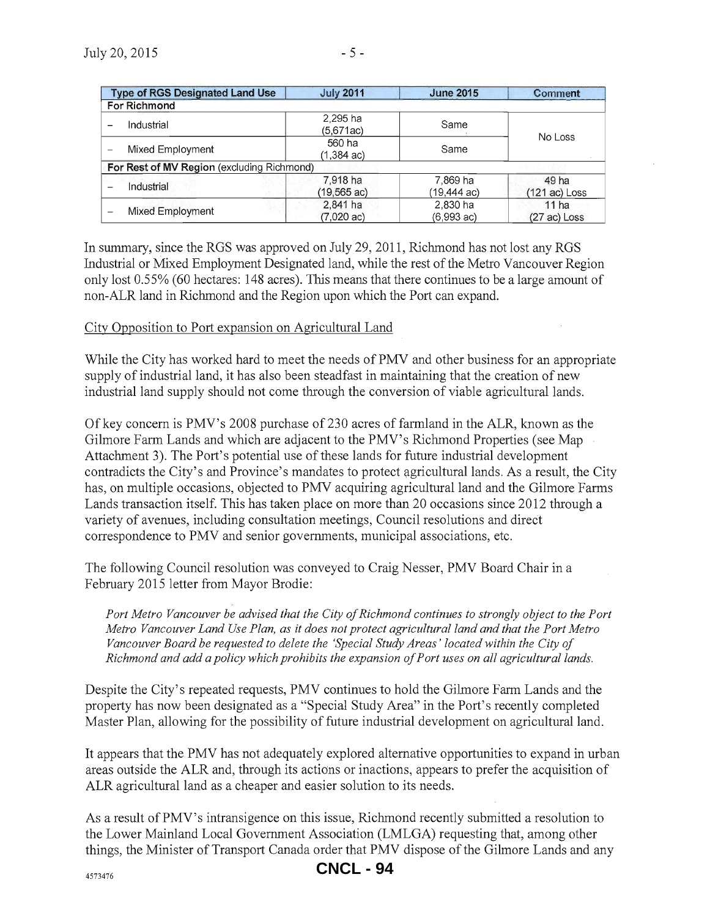| Type of RGS Designated Land Use | July 2011 | June 2015 | Comment |
|---|---|---|---|
| **For Richmond** | | | |
| – Industrial | 2,295 ha (5,671ac) | Same | No Loss |
| – Mixed Employment | 560 ha (1,384 ac) | Same | |
| **For Rest of MV Region** (excluding Richmond) | | | |
| – Industrial | 7,918 ha (19,565 ac) | 7,869 ha (19,444 ac) | 49 ha (121 ac) Loss |
| – Mixed Employment | 2,841 ha (7,020 ac) | 2,830 ha (6,993 ac) | 11 ha (27 ac) Loss |

In summary, since the RGS was approved on July 29, 2011, Richmond has not lost any RGS Industrial or Mixed Employment Designated land, while the rest of the Metro Vancouver Region only lost 0.55% (60 hectares: 148 acres). This means that there continues to be a large amount of non-ALR land in Richmond and the Region upon which the Port can expand.

City Opposition to Port expansion on Agricultural Land

While the City has worked hard to meet the needs of PMV and other business for an appropriate supply of industrial land, it has also been steadfast in maintaining that the creation of new industrial land supply should not come through the conversion of viable agricultural lands.

Of key concern is PMV's 2008 purchase of 230 acres of farmland in the ALR, known as the Gilmore Farm Lands and which are adjacent to the PMV's Richmond Properties (see Map Attachment 3). The Port's potential use of these lands for future industrial development contradicts the City's and Province's mandates to protect agricultural lands. As a result, the City has, on multiple occasions, objected to PMV acquiring agricultural land and the Gilmore Farms Lands transaction itself. This has taken place on more than 20 occasions since 2012 through a variety of avenues, including consultation meetings, Council resolutions and direct correspondence to PMV and senior governments, municipal associations, etc.

The following Council resolution was conveyed to Craig Nesser, PMV Board Chair in a February 2015 letter from Mayor Brodie:

*Port Metro Vancouver be advised that the City of Richmond continues to strongly object to the Port Metro Vancouver Land Use Plan, as it does not protect agricultural land and that the Port Metro Vancouver Board be requested to delete the 'Special Study Areas' located within the City of Richmond and add a policy which prohibits the expansion of Port uses on all agricultural lands.*

Despite the City's repeated requests, PMV continues to hold the Gilmore Farm Lands and the property has now been designated as a "Special Study Area" in the Port's recently completed Master Plan, allowing for the possibility of future industrial development on agricultural land.

It appears that the PMV has not adequately explored alternative opportunities to expand in urban areas outside the ALR and, through its actions or inactions, appears to prefer the acquisition of ALR agricultural land as a cheaper and easier solution to its needs.

As a result of PMV's intransigence on this issue, Richmond recently submitted a resolution to the Lower Mainland Local Government Association (LMLGA) requesting that, among other things, the Minister of Transport Canada order that PMV dispose of the Gilmore Lands and any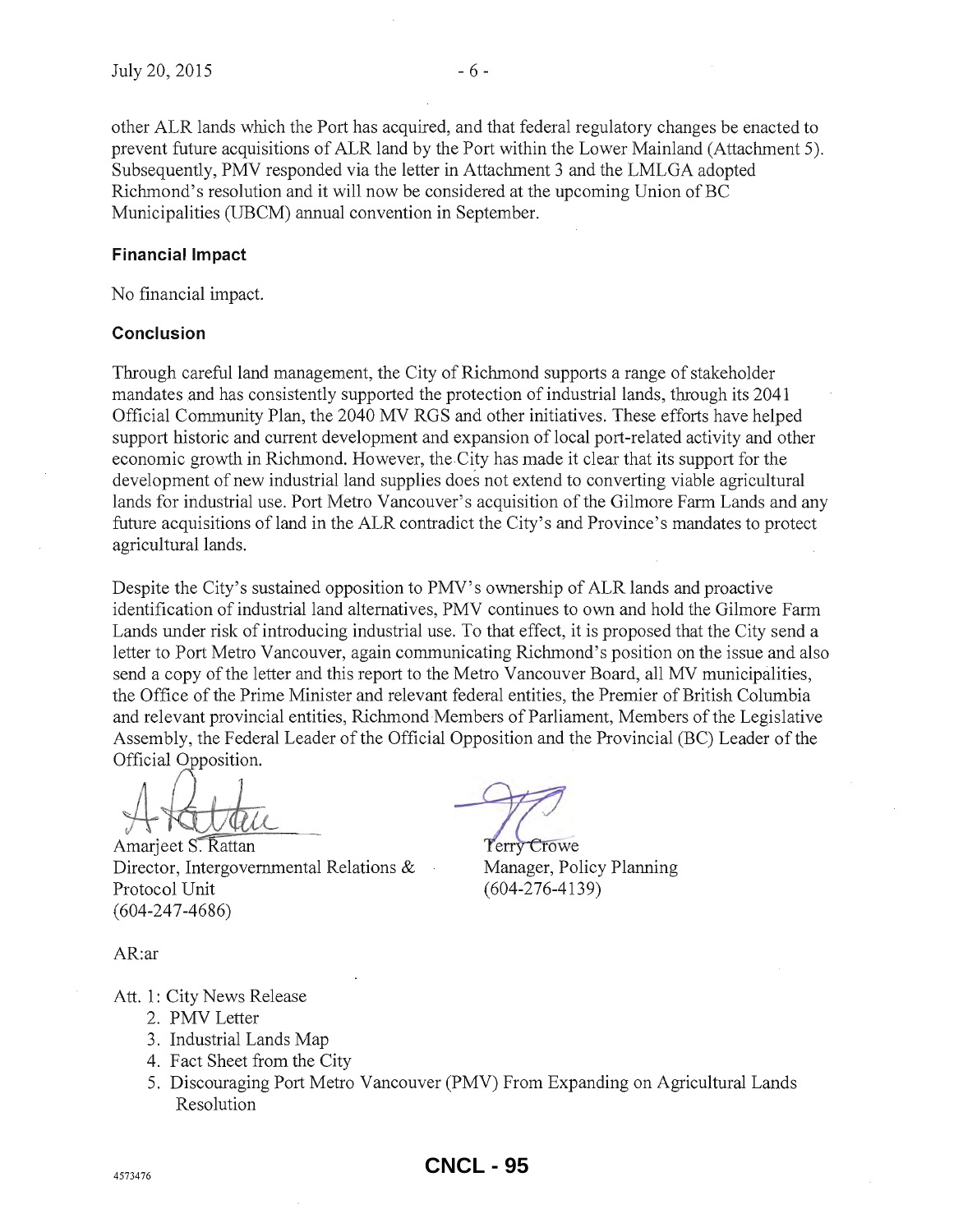other ALR lands which the Port has acquired, and that federal regulatory changes be enacted to prevent future acquisitions of ALR land by the Port within the Lower Mainland (Attachment 5). Subsequently, PMV responded via the letter in Attachment 3 and the LMLGA adopted Richmond's resolution and it will now be considered at the upcoming Union of BC Municipalities (UBCM) annual convention in September.

### Financial Impact

No financial impact.

### Conclusion

Through careful land management, the City of Richmond supports a range of stakeholder mandates and has consistently supported the protection of industrial lands, through its 2041 Official Community Plan, the 2040 MV RGS and other initiatives. These efforts have helped support historic and current development and expansion of local port-related activity and other economic growth in Richmond. However, the City has made it clear that its support for the development of new industrial land supplies does not extend to converting viable agricultural lands for industrial use. Port Metro Vancouver's acquisition of the Gilmore Farm Lands and any future acquisitions of land in the ALR contradict the City's and Province's mandates to protect agricultural lands.

Despite the City's sustained opposition to PMV's ownership of ALR lands and proactive identification of industrial land alternatives, PMV continues to own and hold the Gilmore Farm Lands under risk of introducing industrial use. To that effect, it is proposed that the City send a letter to Port Metro Vancouver, again communicating Richmond's position on the issue and also send a copy of the letter and this report to the Metro Vancouver Board, all MV municipalities, the Office of the Prime Minister and relevant federal entities, the Premier of British Columbia and relevant provincial entities, Richmond Members of Parliament, Members of the Legislative Assembly, the Federal Leader of the Official Opposition and the Provincial (BC) Leader of the Official Opposition.

Amarjeet S. Rattan
Director, Intergovernmental Relations & Protocol Unit
(604-247-4686)

Terry Crowe
Manager, Policy Planning
(604-276-4139)

AR:ar

Att. 1: City News Release
2. PMV Letter
3. Industrial Lands Map
4. Fact Sheet from the City
5. Discouraging Port Metro Vancouver (PMV) From Expanding on Agricultural Lands Resolution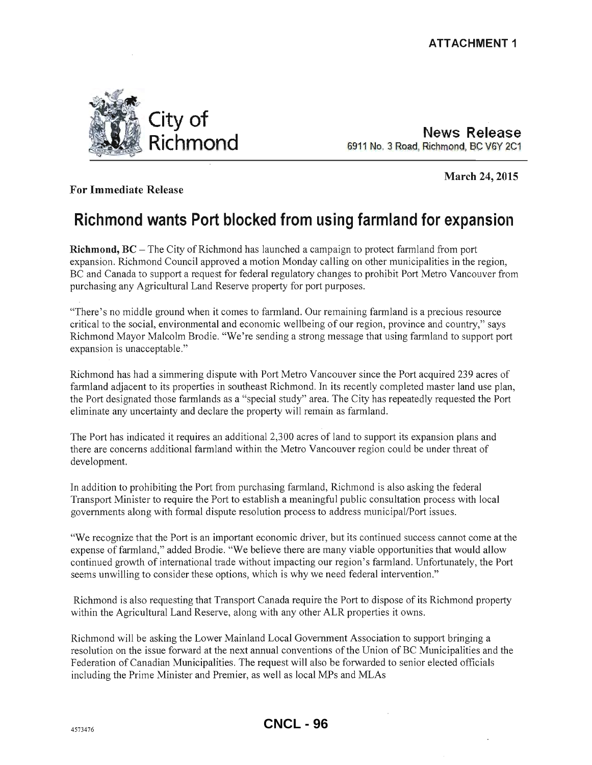**ATTACHMENT 1**

City of Richmond

**News Release**
6911 No. 3 Road, Richmond, BC V6Y 2C1

**March 24, 2015**

**For Immediate Release**

# Richmond wants Port blocked from using farmland for expansion

**Richmond, BC** – The City of Richmond has launched a campaign to protect farmland from port expansion. Richmond Council approved a motion Monday calling on other municipalities in the region, BC and Canada to support a request for federal regulatory changes to prohibit Port Metro Vancouver from purchasing any Agricultural Land Reserve property for port purposes.

"There's no middle ground when it comes to farmland. Our remaining farmland is a precious resource critical to the social, environmental and economic wellbeing of our region, province and country," says Richmond Mayor Malcolm Brodie. "We're sending a strong message that using farmland to support port expansion is unacceptable."

Richmond has had a simmering dispute with Port Metro Vancouver since the Port acquired 239 acres of farmland adjacent to its properties in southeast Richmond. In its recently completed master land use plan, the Port designated those farmlands as a "special study" area. The City has repeatedly requested the Port eliminate any uncertainty and declare the property will remain as farmland.

The Port has indicated it requires an additional 2,300 acres of land to support its expansion plans and there are concerns additional farmland within the Metro Vancouver region could be under threat of development.

In addition to prohibiting the Port from purchasing farmland, Richmond is also asking the federal Transport Minister to require the Port to establish a meaningful public consultation process with local governments along with formal dispute resolution process to address municipal/Port issues.

"We recognize that the Port is an important economic driver, but its continued success cannot come at the expense of farmland," added Brodie. "We believe there are many viable opportunities that would allow continued growth of international trade without impacting our region's farmland. Unfortunately, the Port seems unwilling to consider these options, which is why we need federal intervention."

Richmond is also requesting that Transport Canada require the Port to dispose of its Richmond property within the Agricultural Land Reserve, along with any other ALR properties it owns.

Richmond will be asking the Lower Mainland Local Government Association to support bringing a resolution on the issue forward at the next annual conventions of the Union of BC Municipalities and the Federation of Canadian Municipalities. The request will also be forwarded to senior elected officials including the Prime Minister and Premier, as well as local MPs and MLAs

4573476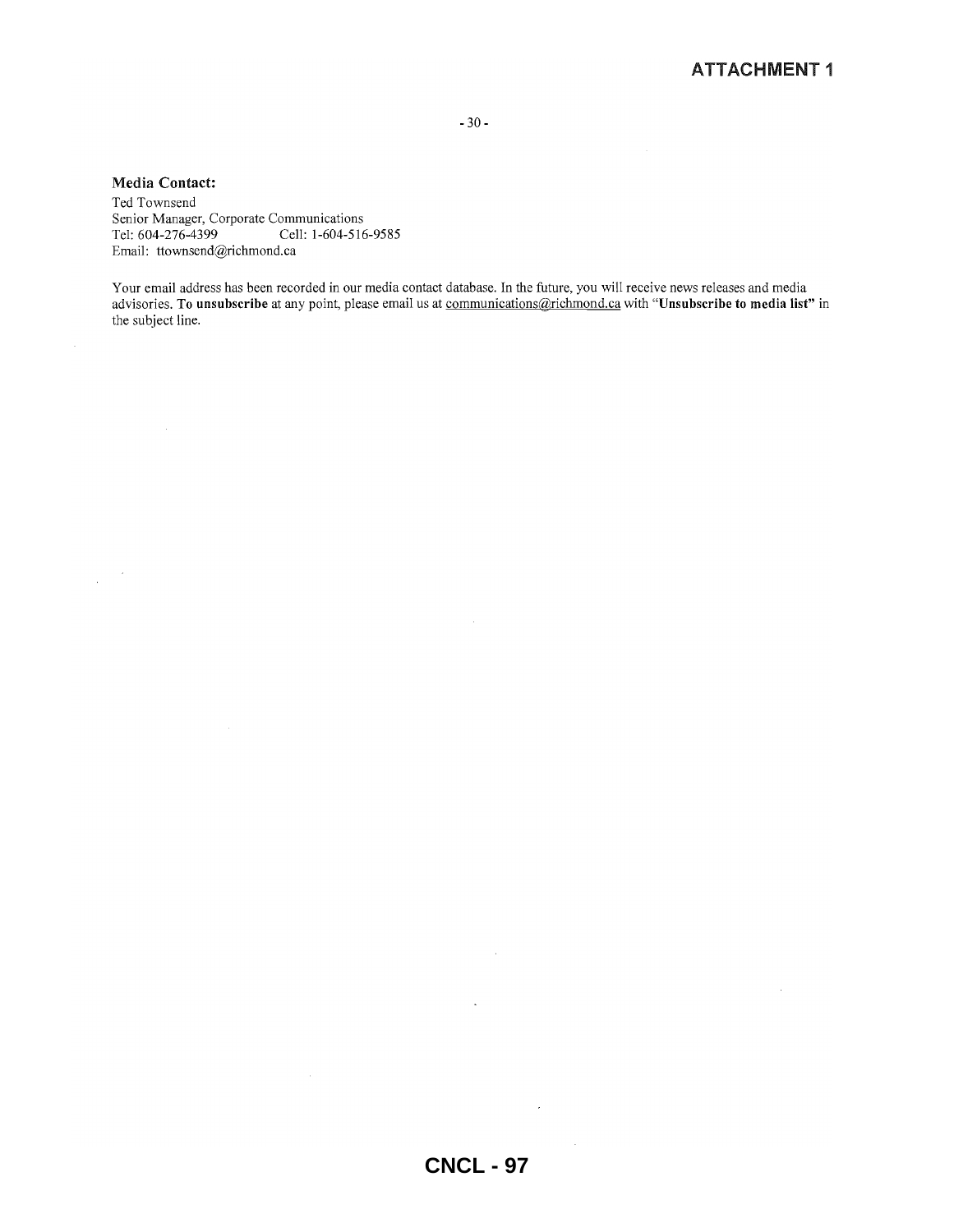- 30 -

**Media Contact:**
Ted Townsend
Senior Manager, Corporate Communications
Tel: 604-276-4399 Cell: 1-604-516-9585
Email: ttownsend@richmond.ca

Your email address has been recorded in our media contact database. In the future, you will receive news releases and media advisories. **To unsubscribe** at any point, please email us at communications@richmond.ca with "**Unsubscribe to media list**" in the subject line.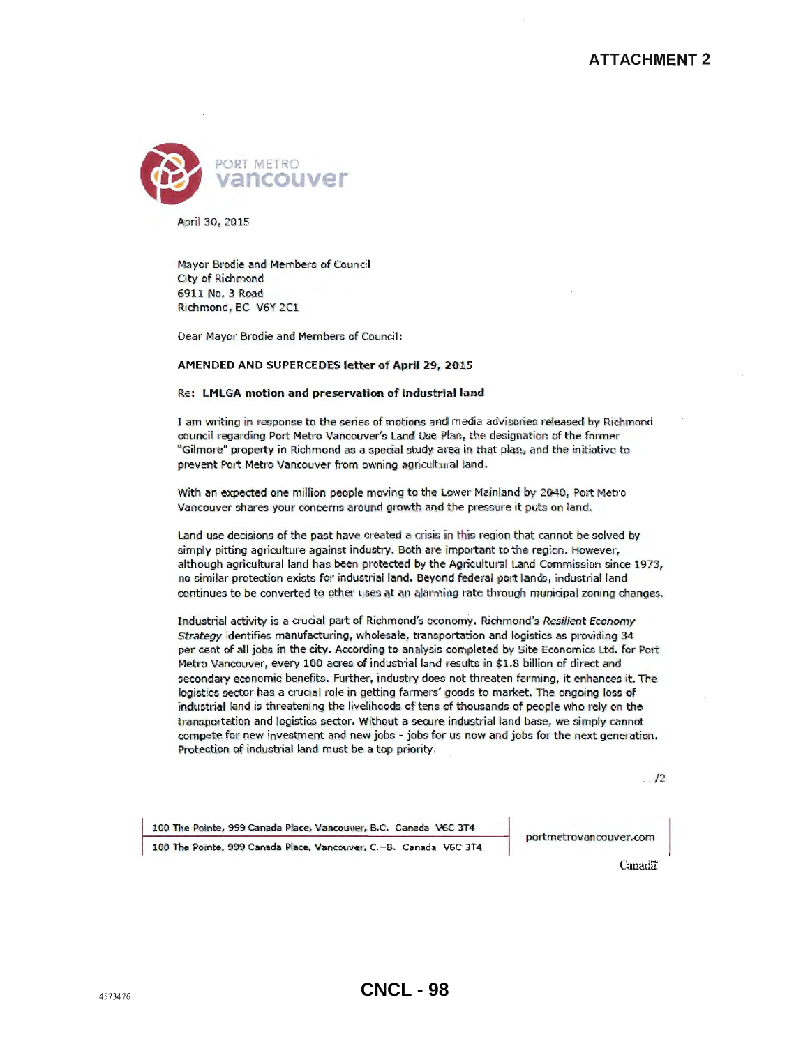**ATTACHMENT 2**

PORT METRO vancouver

April 30, 2015

Mayor Brodie and Members of Council
City of Richmond
6911 No. 3 Road
Richmond, BC V6Y 2C1

Dear Mayor Brodie and Members of Council:

**AMENDED AND SUPERCEDES letter of April 29, 2015**

**Re: LMLGA motion and preservation of industrial land**

I am writing in response to the series of motions and media advisories released by Richmond council regarding Port Metro Vancouver's Land Use Plan, the designation of the former "Gilmore" property in Richmond as a special study area in that plan, and the initiative to prevent Port Metro Vancouver from owning agricultural land.

With an expected one million people moving to the Lower Mainland by 2040, Port Metro Vancouver shares your concerns around growth and the pressure it puts on land.

Land use decisions of the past have created a crisis in this region that cannot be solved by simply pitting agriculture against industry. Both are important to the region. However, although agricultural land has been protected by the Agricultural Land Commission since 1973, no similar protection exists for industrial land. Beyond federal port lands, industrial land continues to be converted to other uses at an alarming rate through municipal zoning changes.

Industrial activity is a crucial part of Richmond's economy. Richmond's *Resilient Economy Strategy* identifies manufacturing, wholesale, transportation and logistics as providing 34 per cent of all jobs in the city. According to analysis completed by Site Economics Ltd. for Port Metro Vancouver, every 100 acres of industrial land results in $1.8 billion of direct and secondary economic benefits. Further, industry does not threaten farming, it enhances it. The logistics sector has a crucial role in getting farmers' goods to market. The ongoing loss of industrial land is threatening the livelihoods of tens of thousands of people who rely on the transportation and logistics sector. Without a secure industrial land base, we simply cannot compete for new investment and new jobs - jobs for us now and jobs for the next generation. Protection of industrial land must be a top priority.

.../2

100 The Pointe, 999 Canada Place, Vancouver, B.C. Canada V6C 3T4
100 The Pointe, 999 Canada Place, Vancouver, C.-B. Canada V6C 3T4
portmetrovancouver.com

Canadä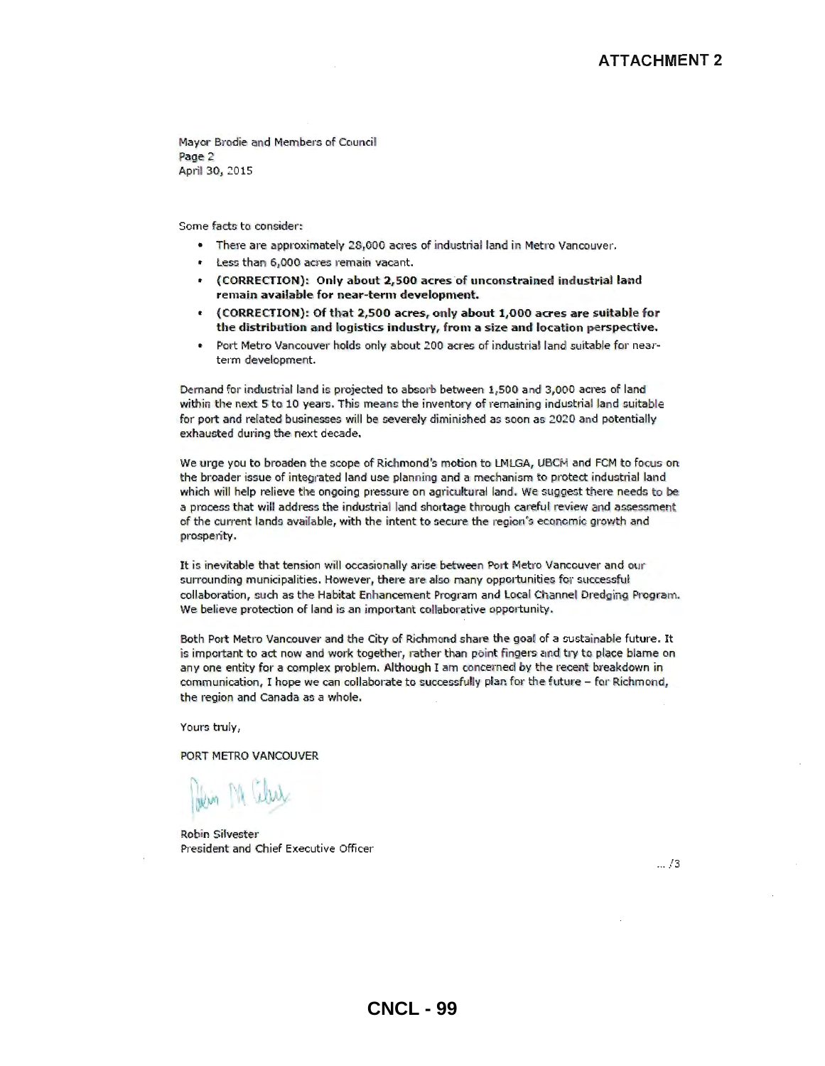ATTACHMENT 2

Mayor Brodie and Members of Council
Page 2
April 30, 2015

Some facts to consider:

- There are approximately 28,000 acres of industrial land in Metro Vancouver.
- Less than 6,000 acres remain vacant.
- **(CORRECTION): Only about 2,500 acres of unconstrained industrial land remain available for near-term development.**
- **(CORRECTION): Of that 2,500 acres, only about 1,000 acres are suitable for the distribution and logistics industry, from a size and location perspective.**
- Port Metro Vancouver holds only about 200 acres of industrial land suitable for near-term development.

Demand for industrial land is projected to absorb between 1,500 and 3,000 acres of land within the next 5 to 10 years. This means the inventory of remaining industrial land suitable for port and related businesses will be severely diminished as soon as 2020 and potentially exhausted during the next decade.

We urge you to broaden the scope of Richmond's motion to LMLGA, UBCM and FCM to focus on the broader issue of integrated land use planning and a mechanism to protect industrial land which will help relieve the ongoing pressure on agricultural land. We suggest there needs to be a process that will address the industrial land shortage through careful review and assessment of the current lands available, with the intent to secure the region's economic growth and prosperity.

It is inevitable that tension will occasionally arise between Port Metro Vancouver and our surrounding municipalities. However, there are also many opportunities for successful collaboration, such as the Habitat Enhancement Program and Local Channel Dredging Program. We believe protection of land is an important collaborative opportunity.

Both Port Metro Vancouver and the City of Richmond share the goal of a sustainable future. It is important to act now and work together, rather than point fingers and try to place blame on any one entity for a complex problem. Although I am concerned by the recent breakdown in communication, I hope we can collaborate to successfully plan for the future – for Richmond, the region and Canada as a whole.

Yours truly,

PORT METRO VANCOUVER

Robin Silvester
President and Chief Executive Officer

... /3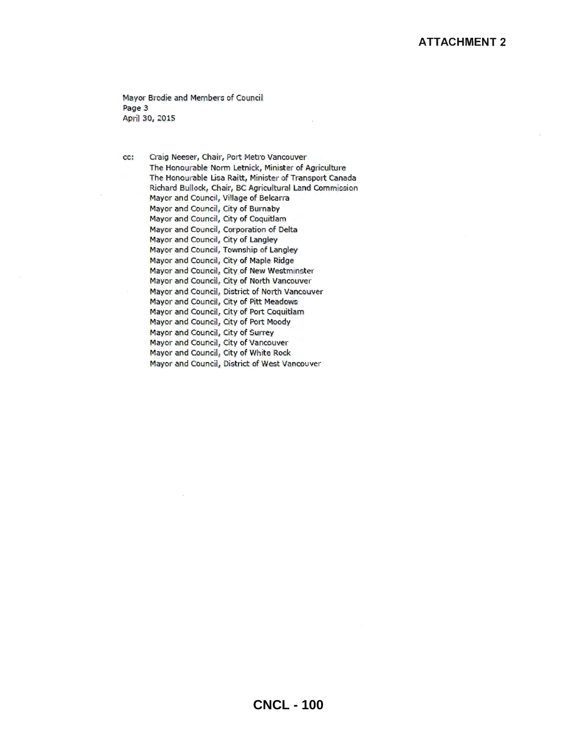**ATTACHMENT 2**

Mayor Brodie and Members of Council
Page 3
April 30, 2015

cc: Craig Neeser, Chair, Port Metro Vancouver
The Honourable Norm Letnick, Minister of Agriculture
The Honourable Lisa Raitt, Minister of Transport Canada
Richard Bullock, Chair, BC Agricultural Land Commission
Mayor and Council, Village of Belcarra
Mayor and Council, City of Burnaby
Mayor and Council, City of Coquitlam
Mayor and Council, Corporation of Delta
Mayor and Council, City of Langley
Mayor and Council, Township of Langley
Mayor and Council, City of Maple Ridge
Mayor and Council, City of New Westminster
Mayor and Council, City of North Vancouver
Mayor and Council, District of North Vancouver
Mayor and Council, City of Pitt Meadows
Mayor and Council, City of Port Coquitlam
Mayor and Council, City of Port Moody
Mayor and Council, City of Surrey
Mayor and Council, City of Vancouver
Mayor and Council, City of White Rock
Mayor and Council, District of West Vancouver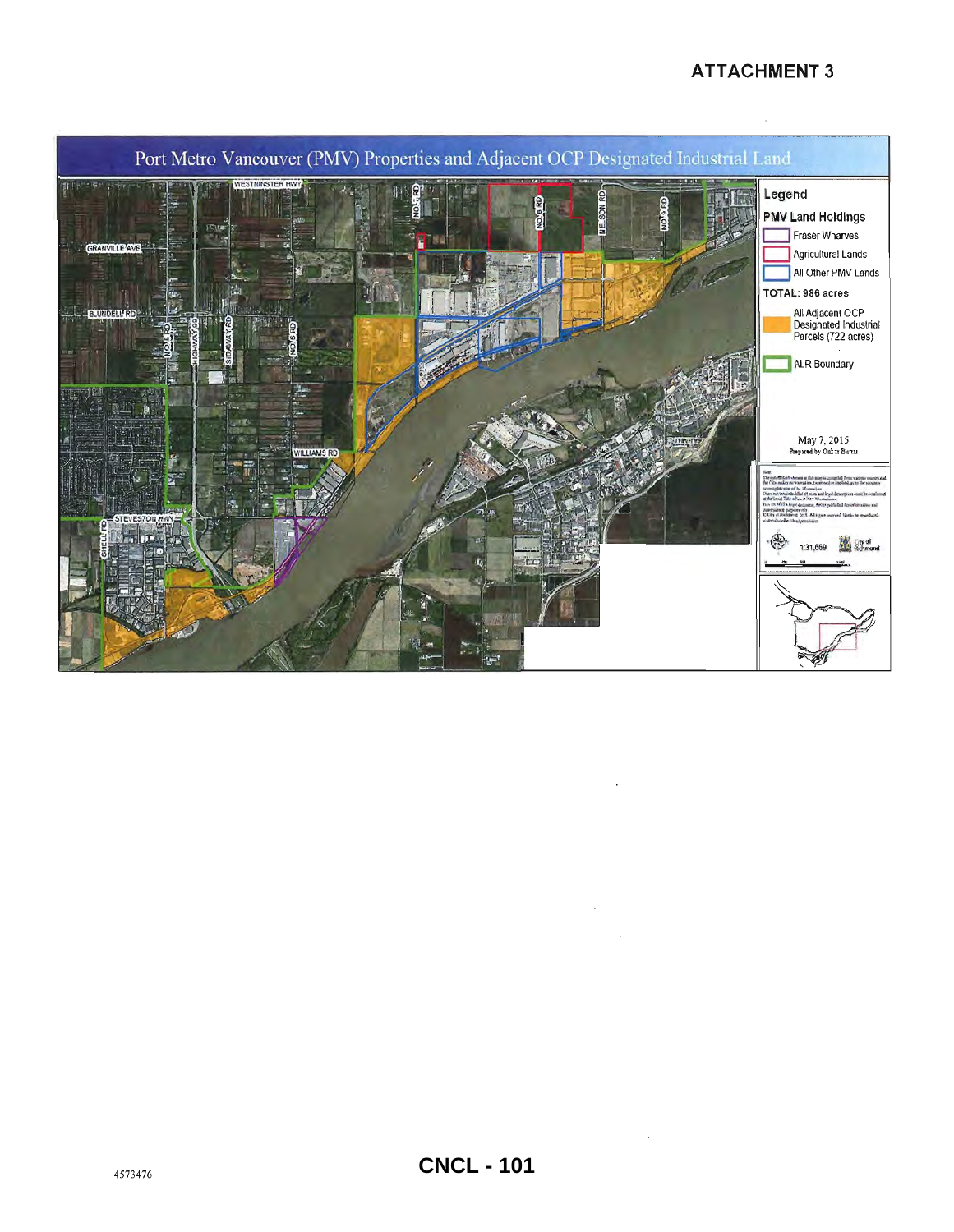# ATTACHMENT 3

## Port Metro Vancouver (PMV) Properties and Adjacent OCP Designated Industrial Land

WESTMINSTER HWY

GRANVILLE AVE

BLUNDELL RD

WILLIAMS RD

STEVESTON HWY

SHELL RD

NO 5 RD

HIGHWAY 99

SIDAWAY RD

NO 6 RD

NO 7 RD

NO 8 RD

NELSON RD

NO 9 RD

**Legend**

**PMV Land Holdings**

- Fraser Wharves
- Agricultural Lands
- All Other PMV Lands

**TOTAL: 986 acres**

- All Adjacent OCP Designated Industrial Parcels (722 acres)
- ALR Boundary

May 7, 2015

Prepared by Onkar Burrai

1:31,669

City of Richmond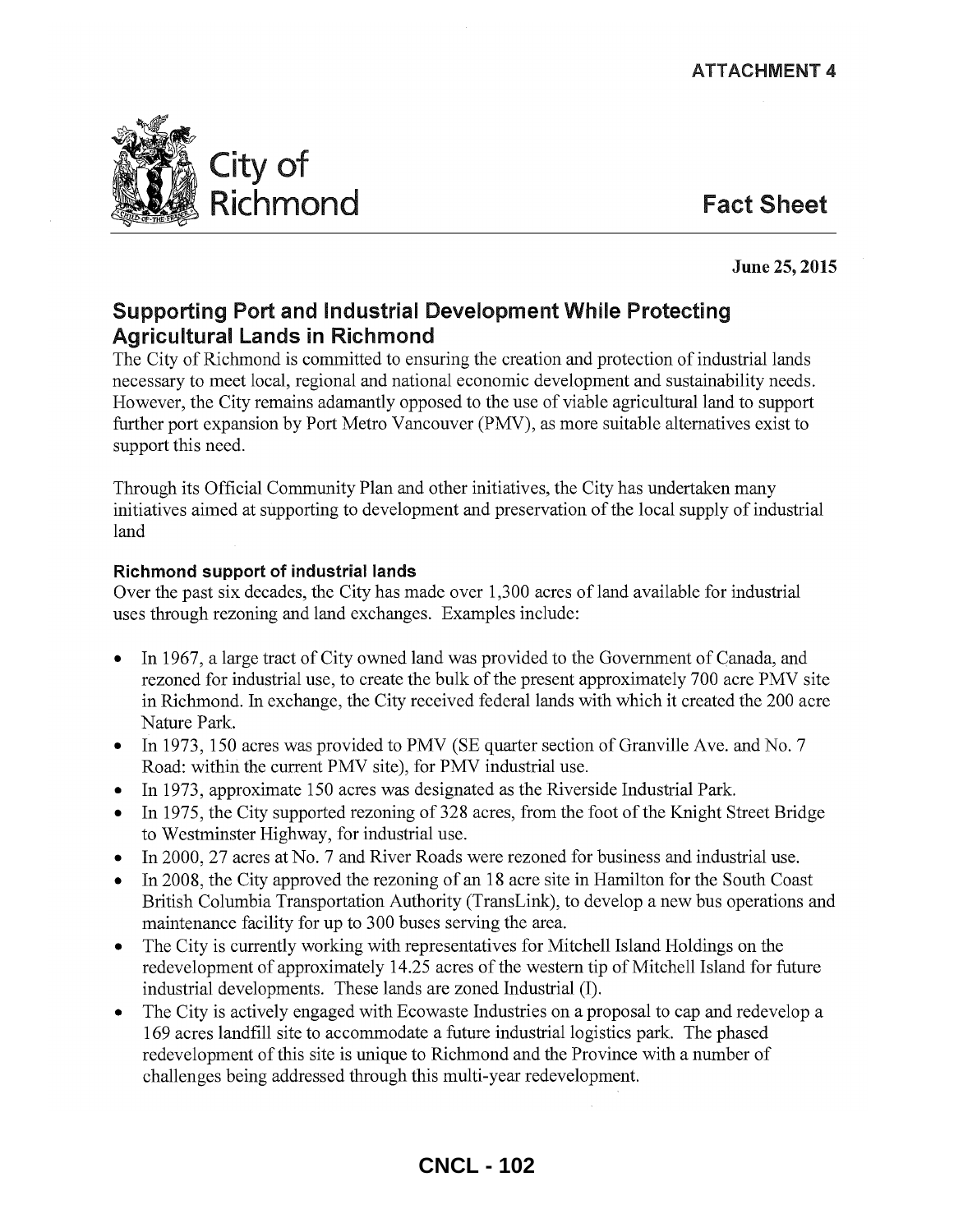ATTACHMENT 4

City of Richmond

**Fact Sheet**

**June 25, 2015**

## Supporting Port and Industrial Development While Protecting Agricultural Lands in Richmond

The City of Richmond is committed to ensuring the creation and protection of industrial lands necessary to meet local, regional and national economic development and sustainability needs. However, the City remains adamantly opposed to the use of viable agricultural land to support further port expansion by Port Metro Vancouver (PMV), as more suitable alternatives exist to support this need.

Through its Official Community Plan and other initiatives, the City has undertaken many initiatives aimed at supporting to development and preservation of the local supply of industrial land

### Richmond support of industrial lands

Over the past six decades, the City has made over 1,300 acres of land available for industrial uses through rezoning and land exchanges. Examples include:

- In 1967, a large tract of City owned land was provided to the Government of Canada, and rezoned for industrial use, to create the bulk of the present approximately 700 acre PMV site in Richmond. In exchange, the City received federal lands with which it created the 200 acre Nature Park.
- In 1973, 150 acres was provided to PMV (SE quarter section of Granville Ave. and No. 7 Road: within the current PMV site), for PMV industrial use.
- In 1973, approximate 150 acres was designated as the Riverside Industrial Park.
- In 1975, the City supported rezoning of 328 acres, from the foot of the Knight Street Bridge to Westminster Highway, for industrial use.
- In 2000, 27 acres at No. 7 and River Roads were rezoned for business and industrial use.
- In 2008, the City approved the rezoning of an 18 acre site in Hamilton for the South Coast British Columbia Transportation Authority (TransLink), to develop a new bus operations and maintenance facility for up to 300 buses serving the area.
- The City is currently working with representatives for Mitchell Island Holdings on the redevelopment of approximately 14.25 acres of the western tip of Mitchell Island for future industrial developments. These lands are zoned Industrial (I).
- The City is actively engaged with Ecowaste Industries on a proposal to cap and redevelop a 169 acres landfill site to accommodate a future industrial logistics park. The phased redevelopment of this site is unique to Richmond and the Province with a number of challenges being addressed through this multi-year redevelopment.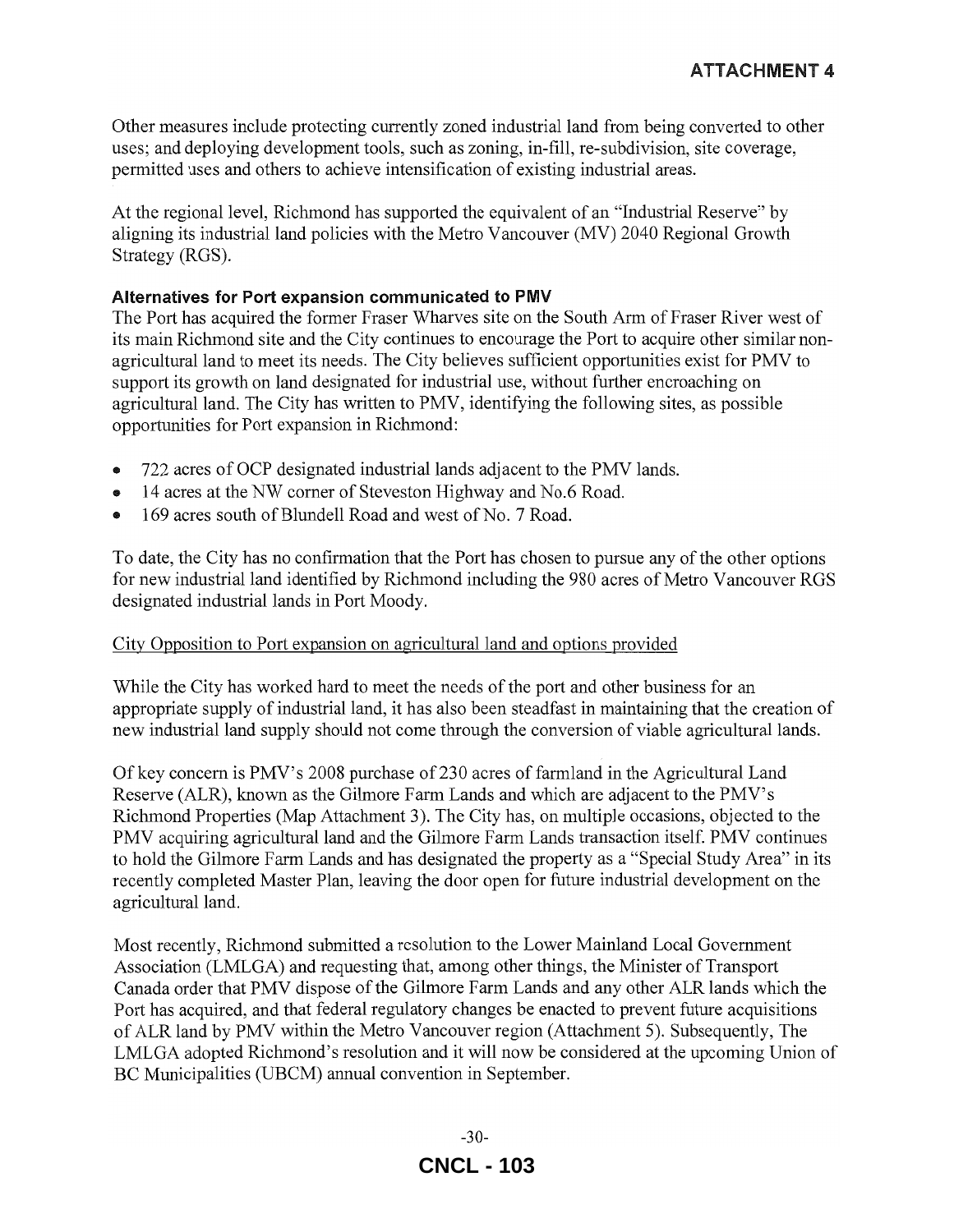Other measures include protecting currently zoned industrial land from being converted to other uses; and deploying development tools, such as zoning, in-fill, re-subdivision, site coverage, permitted uses and others to achieve intensification of existing industrial areas.

At the regional level, Richmond has supported the equivalent of an "Industrial Reserve" by aligning its industrial land policies with the Metro Vancouver (MV) 2040 Regional Growth Strategy (RGS).

**Alternatives for Port expansion communicated to PMV**

The Port has acquired the former Fraser Wharves site on the South Arm of Fraser River west of its main Richmond site and the City continues to encourage the Port to acquire other similar non-agricultural land to meet its needs. The City believes sufficient opportunities exist for PMV to support its growth on land designated for industrial use, without further encroaching on agricultural land. The City has written to PMV, identifying the following sites, as possible opportunities for Port expansion in Richmond:

- 722 acres of OCP designated industrial lands adjacent to the PMV lands.
- 14 acres at the NW corner of Steveston Highway and No.6 Road.
- 169 acres south of Blundell Road and west of No. 7 Road.

To date, the City has no confirmation that the Port has chosen to pursue any of the other options for new industrial land identified by Richmond including the 980 acres of Metro Vancouver RGS designated industrial lands in Port Moody.

<u>City Opposition to Port expansion on agricultural land and options provided</u>

While the City has worked hard to meet the needs of the port and other business for an appropriate supply of industrial land, it has also been steadfast in maintaining that the creation of new industrial land supply should not come through the conversion of viable agricultural lands.

Of key concern is PMV's 2008 purchase of 230 acres of farmland in the Agricultural Land Reserve (ALR), known as the Gilmore Farm Lands and which are adjacent to the PMV's Richmond Properties (Map Attachment 3). The City has, on multiple occasions, objected to the PMV acquiring agricultural land and the Gilmore Farm Lands transaction itself. PMV continues to hold the Gilmore Farm Lands and has designated the property as a "Special Study Area" in its recently completed Master Plan, leaving the door open for future industrial development on the agricultural land.

Most recently, Richmond submitted a resolution to the Lower Mainland Local Government Association (LMLGA) and requesting that, among other things, the Minister of Transport Canada order that PMV dispose of the Gilmore Farm Lands and any other ALR lands which the Port has acquired, and that federal regulatory changes be enacted to prevent future acquisitions of ALR land by PMV within the Metro Vancouver region (Attachment 5). Subsequently, The LMLGA adopted Richmond's resolution and it will now be considered at the upcoming Union of BC Municipalities (UBCM) annual convention in September.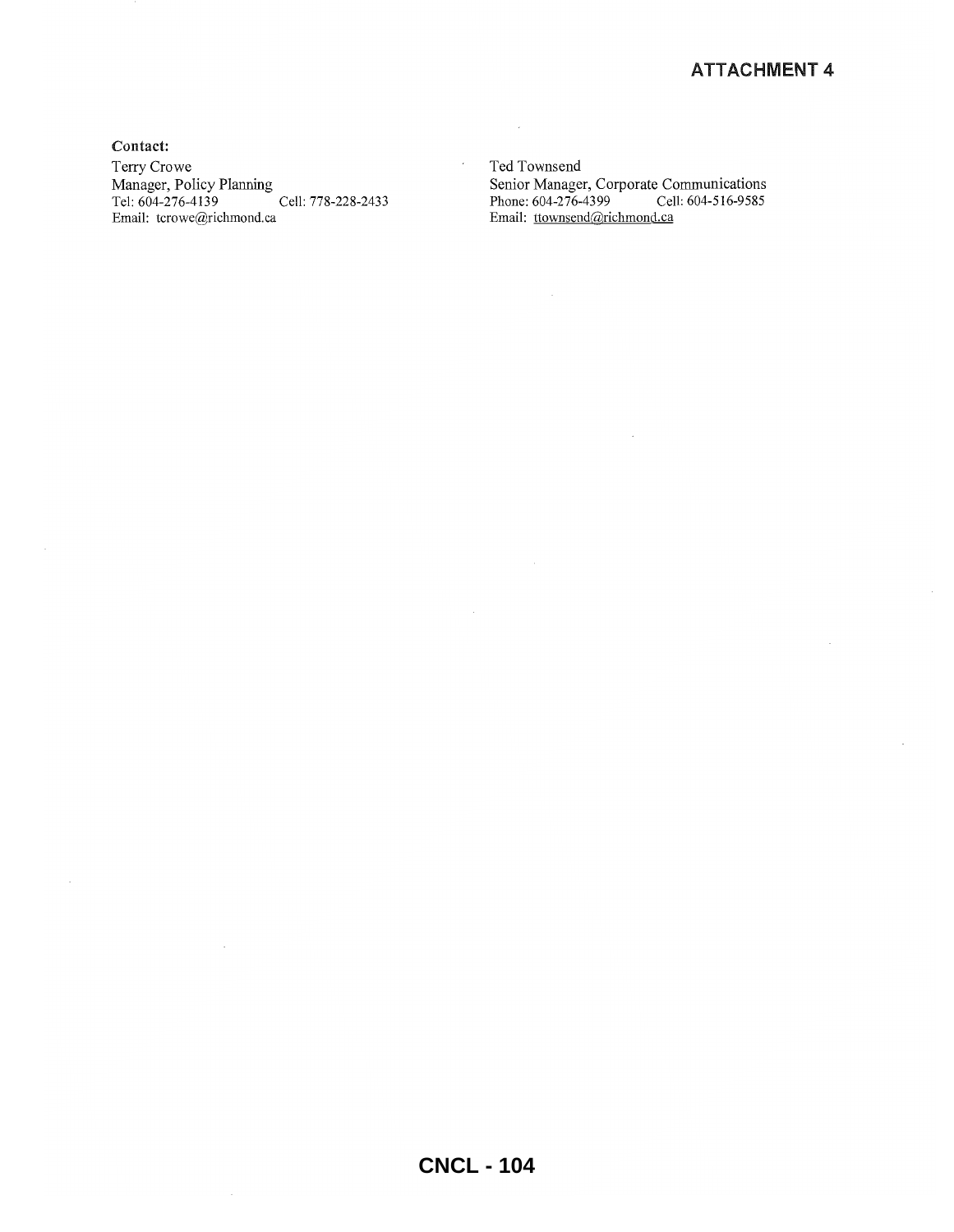ATTACHMENT 4

**Contact:**

Terry Crowe
Manager, Policy Planning
Tel: 604-276-4139 Cell: 778-228-2433
Email: tcrowe@richmond.ca

Ted Townsend
Senior Manager, Corporate Communications
Phone: 604-276-4399 Cell: 604-516-9585
Email: ttownsend@richmond.ca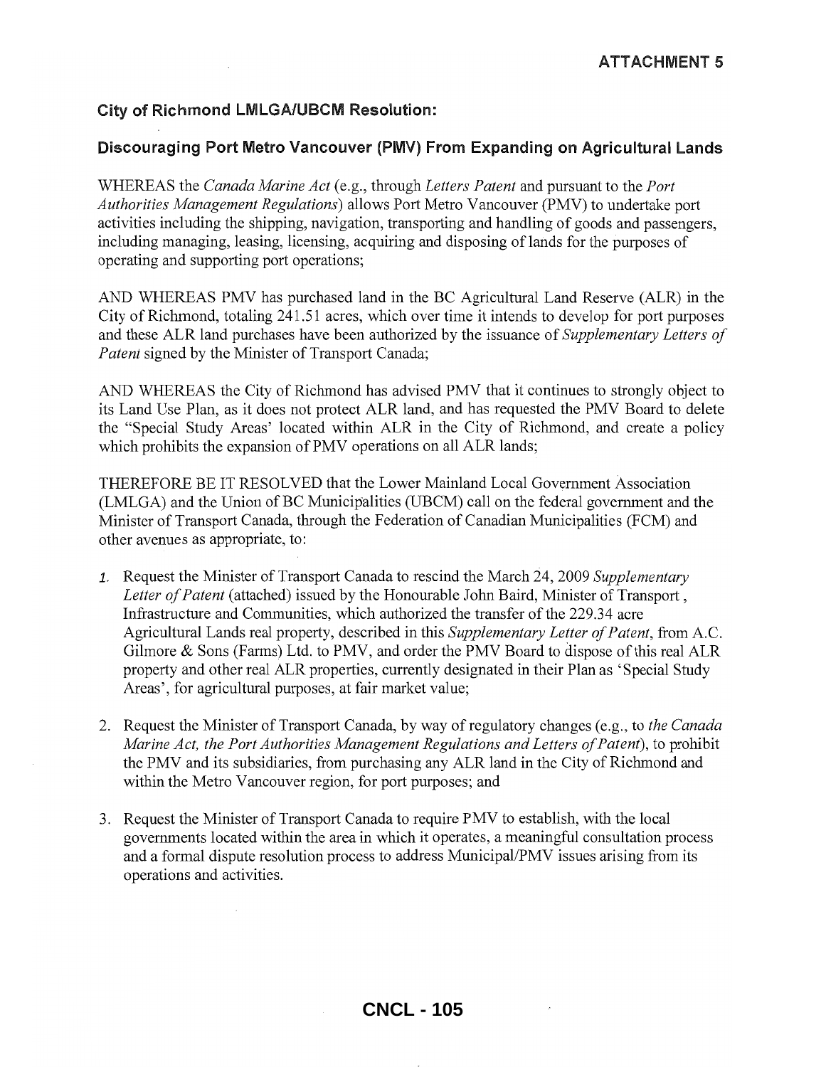**ATTACHMENT 5**

## City of Richmond LMLGA/UBCM Resolution:

## Discouraging Port Metro Vancouver (PMV) From Expanding on Agricultural Lands

WHEREAS the *Canada Marine Act* (e.g., through *Letters Patent* and pursuant to the *Port Authorities Management Regulations*) allows Port Metro Vancouver (PMV) to undertake port activities including the shipping, navigation, transporting and handling of goods and passengers, including managing, leasing, licensing, acquiring and disposing of lands for the purposes of operating and supporting port operations;

AND WHEREAS PMV has purchased land in the BC Agricultural Land Reserve (ALR) in the City of Richmond, totaling 241.51 acres, which over time it intends to develop for port purposes and these ALR land purchases have been authorized by the issuance of *Supplementary Letters of Patent* signed by the Minister of Transport Canada;

AND WHEREAS the City of Richmond has advised PMV that it continues to strongly object to its Land Use Plan, as it does not protect ALR land, and has requested the PMV Board to delete the "Special Study Areas' located within ALR in the City of Richmond, and create a policy which prohibits the expansion of PMV operations on all ALR lands;

THEREFORE BE IT RESOLVED that the Lower Mainland Local Government Association (LMLGA) and the Union of BC Municipalities (UBCM) call on the federal government and the Minister of Transport Canada, through the Federation of Canadian Municipalities (FCM) and other avenues as appropriate, to:

1. Request the Minister of Transport Canada to rescind the March 24, 2009 *Supplementary Letter of Patent* (attached) issued by the Honourable John Baird, Minister of Transport, Infrastructure and Communities, which authorized the transfer of the 229.34 acre Agricultural Lands real property, described in this *Supplementary Letter of Patent*, from A.C. Gilmore & Sons (Farms) Ltd. to PMV, and order the PMV Board to dispose of this real ALR property and other real ALR properties, currently designated in their Plan as 'Special Study Areas', for agricultural purposes, at fair market value;

2. Request the Minister of Transport Canada, by way of regulatory changes (e.g., to *the Canada Marine Act, the Port Authorities Management Regulations and Letters of Patent*), to prohibit the PMV and its subsidiaries, from purchasing any ALR land in the City of Richmond and within the Metro Vancouver region, for port purposes; and

3. Request the Minister of Transport Canada to require PMV to establish, with the local governments located within the area in which it operates, a meaningful consultation process and a formal dispute resolution process to address Municipal/PMV issues arising from its operations and activities.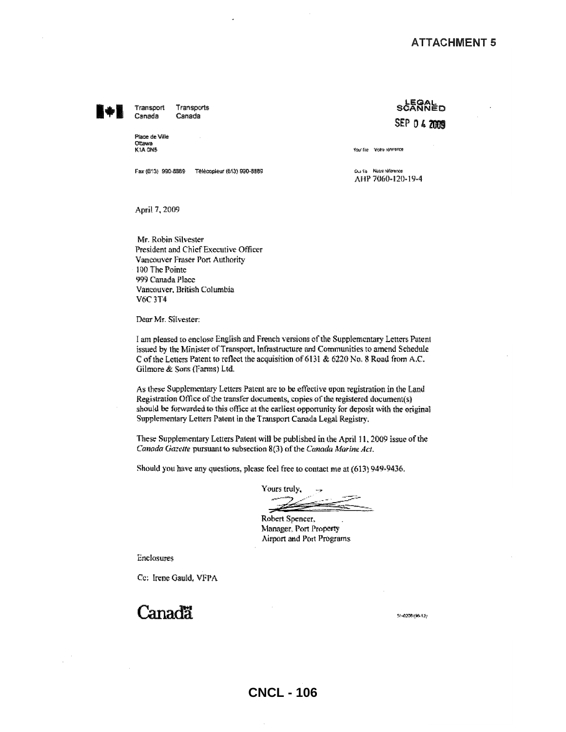**ATTACHMENT 5**

Transport Canada Transports Canada

Place de Ville
Ottawa
K1A 0N5

Fax (613) 990-8889 Télécopieur (613) 990-8889

LEGAL SCANNED
SEP 04 2009

Your file Votre référence

Our file Notre référence
AHP 7060-120-19-4

April 7, 2009

Mr. Robin Silvester
President and Chief Executive Officer
Vancouver Fraser Port Authority
100 The Pointe
999 Canada Place
Vancouver, British Columbia
V6C 3T4

Dear Mr. Silvester:

I am pleased to enclose English and French versions of the Supplementary Letters Patent issued by the Minister of Transport, Infrastructure and Communities to amend Schedule C of the Letters Patent to reflect the acquisition of 6131 & 6220 No. 8 Road from A.C. Gilmore & Sons (Farms) Ltd.

As these Supplementary Letters Patent are to be effective upon registration in the Land Registration Office of the transfer documents, copies of the registered document(s) should be forwarded to this office at the earliest opportunity for deposit with the original Supplementary Letters Patent in the Transport Canada Legal Registry.

These Supplementary Letters Patent will be published in the April 11, 2009 issue of the *Canada Gazette* pursuant to subsection 8(3) of the *Canada Marine Act*.

Should you have any questions, please feel free to contact me at (613) 949-9436.

Yours truly,

Robert Spencer,
Manager, Port Property
Airport and Port Programs

Enclosures

Cc: Irene Gauld, VFPA

Canada

CNCL - 106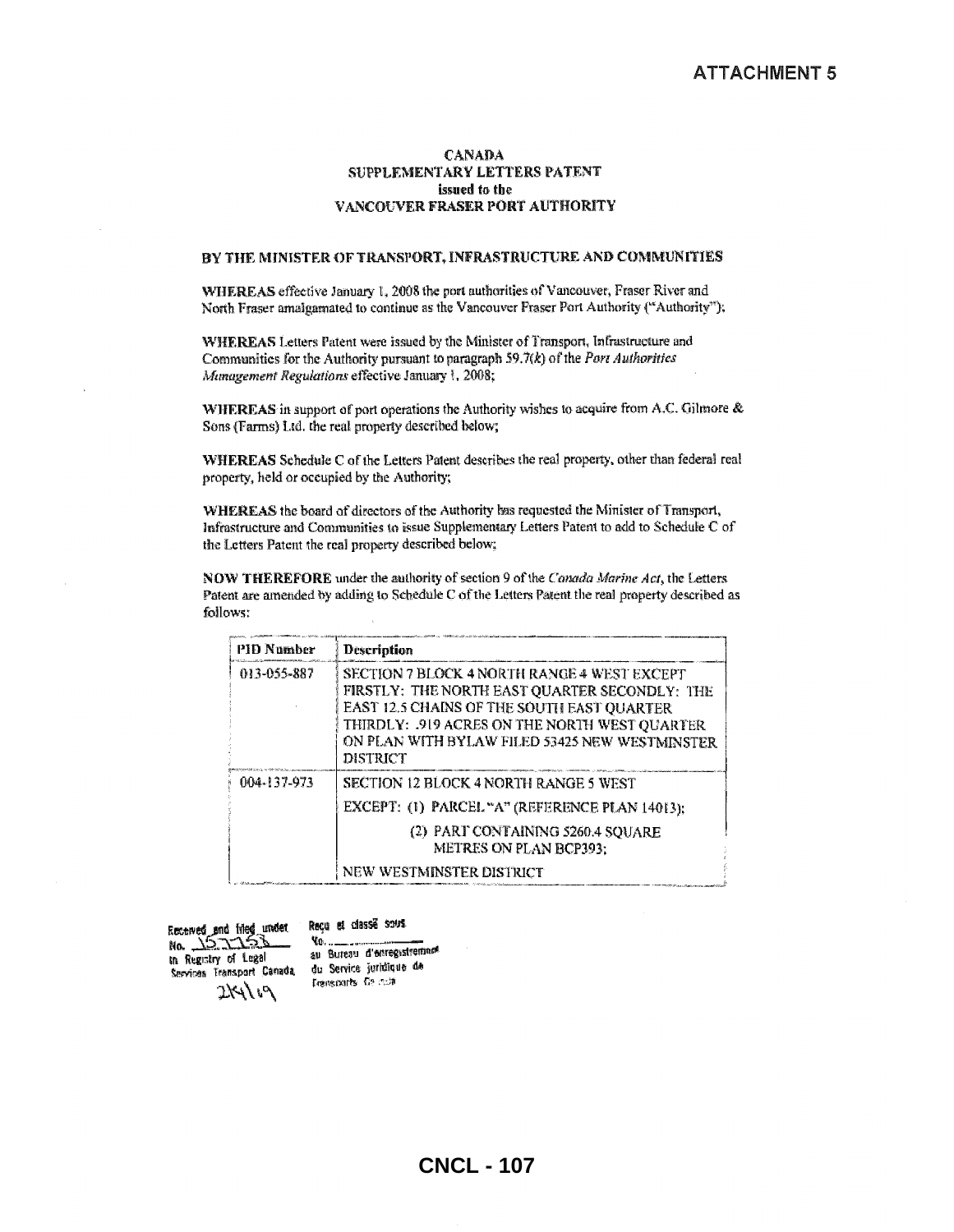**ATTACHMENT 5**

**CANADA**
**SUPPLEMENTARY LETTERS PATENT**
**issued to the**
**VANCOUVER FRASER PORT AUTHORITY**

**BY THE MINISTER OF TRANSPORT, INFRASTRUCTURE AND COMMUNITIES**

**WHEREAS** effective January 1, 2008 the port authorities of Vancouver, Fraser River and North Fraser amalgamated to continue as the Vancouver Fraser Port Authority ("Authority");

**WHEREAS** Letters Patent were issued by the Minister of Transport, Infrastructure and Communities for the Authority pursuant to paragraph 59.7(*k*) of the *Port Authorities Management Regulations* effective January 1, 2008;

**WHEREAS** in support of port operations the Authority wishes to acquire from A.C. Gilmore & Sons (Farms) Ltd. the real property described below;

**WHEREAS** Schedule C of the Letters Patent describes the real property, other than federal real property, held or occupied by the Authority;

**WHEREAS** the board of directors of the Authority has requested the Minister of Transport, Infrastructure and Communities to issue Supplementary Letters Patent to add to Schedule C of the Letters Patent the real property described below;

**NOW THEREFORE** under the authority of section 9 of the *Canada Marine Act*, the Letters Patent are amended by adding to Schedule C of the Letters Patent the real property described as follows:

| PID Number | Description |
|---|---|
| 013-055-887 | SECTION 7 BLOCK 4 NORTH RANGE 4 WEST EXCEPT FIRSTLY: THE NORTH EAST QUARTER SECONDLY: THE EAST 12.5 CHAINS OF THE SOUTH EAST QUARTER THIRDLY: .919 ACRES ON THE NORTH WEST QUARTER ON PLAN WITH BYLAW FILED 53425 NEW WESTMINSTER DISTRICT |
| 004-137-973 | SECTION 12 BLOCK 4 NORTH RANGE 5 WEST<br>EXCEPT: (1) PARCEL "A" (REFERENCE PLAN 14013);<br>(2) PART CONTAINING 5260.4 SQUARE METRES ON PLAN BCP393;<br>NEW WESTMINSTER DISTRICT |

Received and filed under No. 157153 in Registry of Legal Services Transport Canada 2K/19

Reçu et classé sous No. ______ au Bureau d'enregistrement du Service juridique de Transports Canada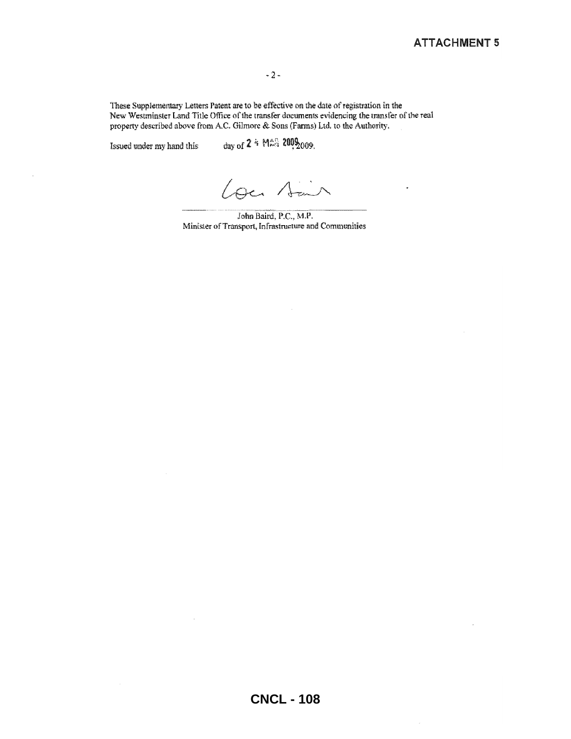# ATTACHMENT 5

These Supplementary Letters Patent are to be effective on the date of registration in the New Westminster Land Title Office of the transfer documents evidencing the transfer of the real property described above from A.C. Gilmore & Sons (Farms) Ltd. to the Authority.

Issued under my hand this day of 2 4 MAR 2009, 2009.

John Baird, P.C., M.P.
Minister of Transport, Infrastructure and Communities

**CNCL - 108**